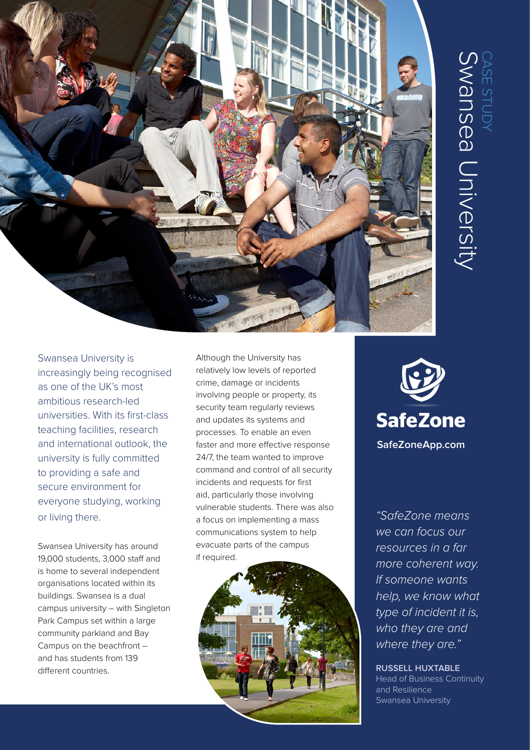CASE STUDY

# Swansea University

Swansea University is increasingly being recognised as one of the UK's most ambitious research-led universities. With its first-class teaching facilities, research and international outlook, the university is fully committed to providing a safe and secure environment for everyone studying, working or living there.

Swansea University has around 19,000 students, 3,000 staff and is home to several independent organisations located within its buildings. Swansea is a dual campus university – with Singleton Park Campus set within a large community parkland and Bay Campus on the beachfront – and has students from 139 different countries.

Although the University has relatively low levels of reported crime, damage or incidents involving people or property, its security team regularly reviews and updates its systems and processes. To enable an even faster and more effective response 24/7, the team wanted to improve command and control of all security incidents and requests for first aid, particularly those involving vulnerable students. There was also a focus on implementing a mass communications system to help evacuate parts of the campus if required.

**SafeZone**

**SafeZoneApp.com**

*"SafeZone means we can focus our resources in a far more coherent way. If someone wants help, we know what type of incident it is, who they are and where they are."*

**RUSSELL HUXTABLE**
Head of Business Continuity and Resilience
Swansea University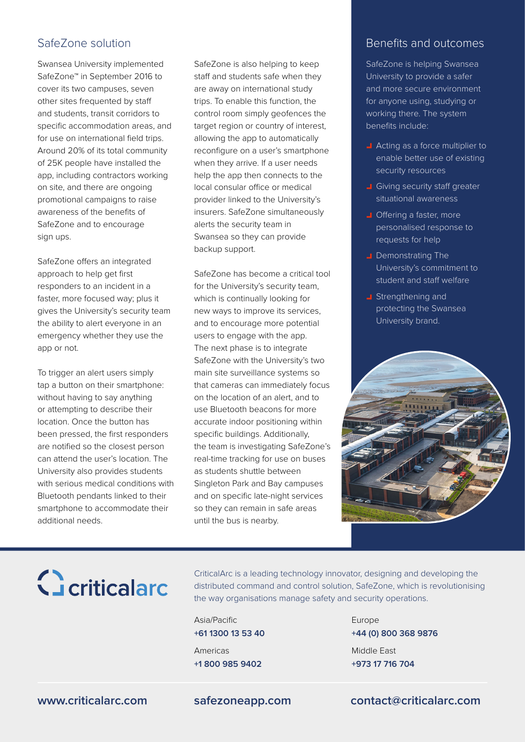## SafeZone solution

Swansea University implemented SafeZone™ in September 2016 to cover its two campuses, seven other sites frequented by staff and students, transit corridors to specific accommodation areas, and for use on international field trips. Around 20% of its total community of 25K people have installed the app, including contractors working on site, and there are ongoing promotional campaigns to raise awareness of the benefits of SafeZone and to encourage sign ups.

SafeZone offers an integrated approach to help get first responders to an incident in a faster, more focused way; plus it gives the University's security team the ability to alert everyone in an emergency whether they use the app or not.

To trigger an alert users simply tap a button on their smartphone: without having to say anything or attempting to describe their location. Once the button has been pressed, the first responders are notified so the closest person can attend the user's location. The University also provides students with serious medical conditions with Bluetooth pendants linked to their smartphone to accommodate their additional needs.

SafeZone is also helping to keep staff and students safe when they are away on international study trips. To enable this function, the control room simply geofences the target region or country of interest, allowing the app to automatically reconfigure on a user's smartphone when they arrive. If a user needs help the app then connects to the local consular office or medical provider linked to the University's insurers. SafeZone simultaneously alerts the security team in Swansea so they can provide backup support.

SafeZone has become a critical tool for the University's security team, which is continually looking for new ways to improve its services, and to encourage more potential users to engage with the app. The next phase is to integrate SafeZone with the University's two main site surveillance systems so that cameras can immediately focus on the location of an alert, and to use Bluetooth beacons for more accurate indoor positioning within specific buildings. Additionally, the team is investigating SafeZone's real-time tracking for use on buses as students shuttle between Singleton Park and Bay campuses and on specific late-night services so they can remain in safe areas until the bus is nearby.

## Benefits and outcomes

SafeZone is helping Swansea University to provide a safer and more secure environment for anyone using, studying or working there. The system benefits include:

- Acting as a force multiplier to enable better use of existing security resources
- Giving security staff greater situational awareness
- Offering a faster, more personalised response to requests for help
- Demonstrating The University's commitment to student and staff welfare
- Strengthening and protecting the Swansea University brand.

criticalarc

CriticalArc is a leading technology innovator, designing and developing the distributed command and control solution, SafeZone, which is revolutionising the way organisations manage safety and security operations.

Asia/Pacific
**+61 1300 13 53 40**

Americas
**+1 800 985 9402**

Europe
**+44 (0) 800 368 9876**

Middle East
**+973 17 716 704**

**www.criticalarc.com** **safezoneapp.com** **contact@criticalarc.com**